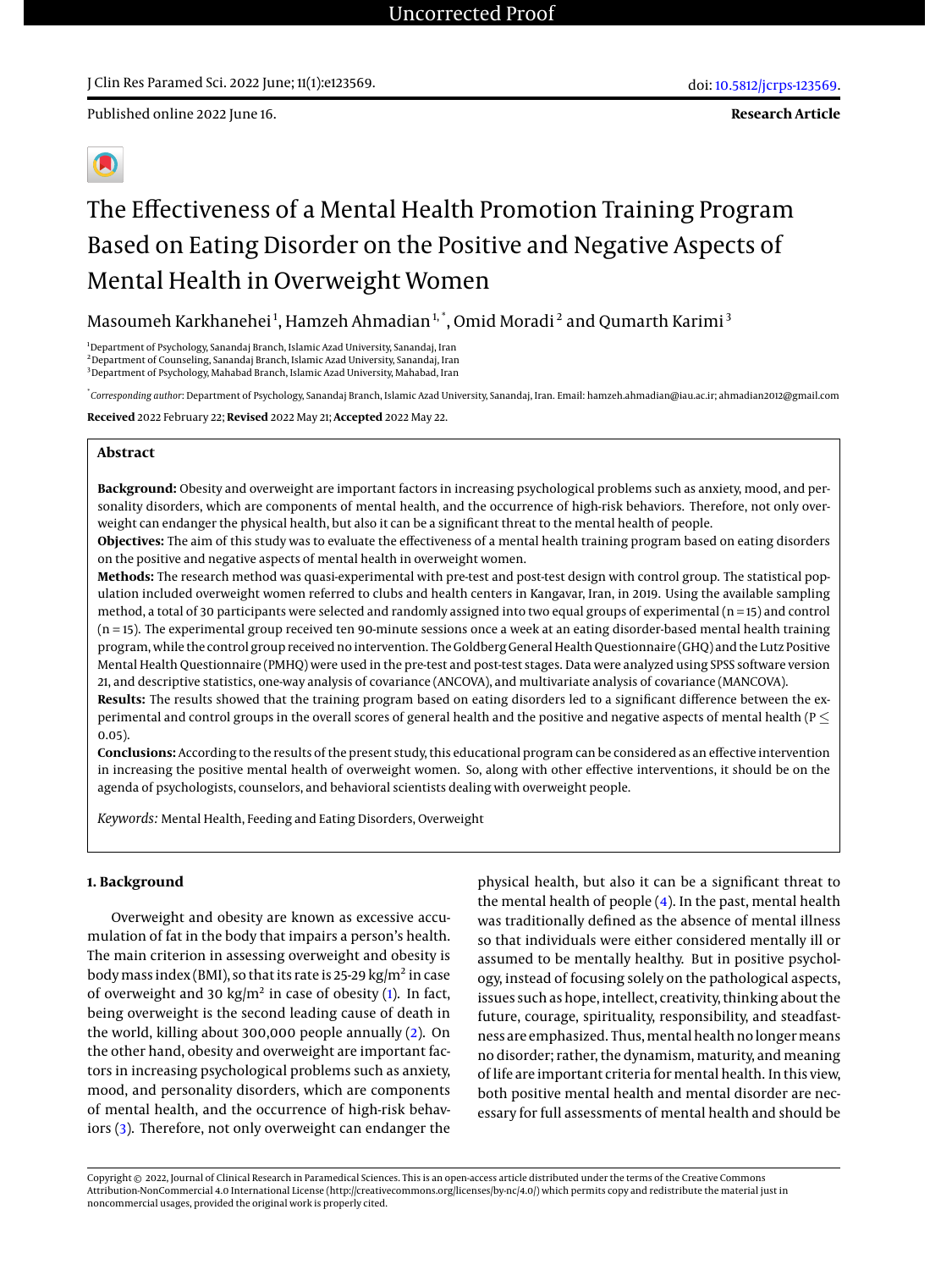Published online 2022 June 16.

**Research Article**

# The Effectiveness of a Mental Health Promotion Training Program Based on Eating Disorder on the Positive and Negative Aspects of Mental Health in Overweight Women

Masoumeh Karkhanehei[1], Hamzeh Ahmadian[1,*], Omid Moradi[2] and Qumarth Karimi[3]

[1]Department of Psychology, Sanandaj Branch, Islamic Azad University, Sanandaj, Iran
[2]Department of Counseling, Sanandaj Branch, Islamic Azad University, Sanandaj, Iran
[3]Department of Psychology, Mahabad Branch, Islamic Azad University, Mahabad, Iran

[*]*Corresponding author*: Department of Psychology, Sanandaj Branch, Islamic Azad University, Sanandaj, Iran. Email: hamzeh.ahmadian@iau.ac.ir; ahmadian2012@gmail.com

**Received** 2022 February 22; **Revised** 2022 May 21; **Accepted** 2022 May 22.

## Abstract

**Background:** Obesity and overweight are important factors in increasing psychological problems such as anxiety, mood, and personality disorders, which are components of mental health, and the occurrence of high-risk behaviors. Therefore, not only overweight can endanger the physical health, but also it can be a significant threat to the mental health of people.

**Objectives:** The aim of this study was to evaluate the effectiveness of a mental health training program based on eating disorders on the positive and negative aspects of mental health in overweight women.

**Methods:** The research method was quasi-experimental with pre-test and post-test design with control group. The statistical population included overweight women referred to clubs and health centers in Kangavar, Iran, in 2019. Using the available sampling method, a total of 30 participants were selected and randomly assigned into two equal groups of experimental (n = 15) and control (n = 15). The experimental group received ten 90-minute sessions once a week at an eating disorder-based mental health training program, while the control group received no intervention. The Goldberg General Health Questionnaire (GHQ) and the Lutz Positive Mental Health Questionnaire (PMHQ) were used in the pre-test and post-test stages. Data were analyzed using SPSS software version 21, and descriptive statistics, one-way analysis of covariance (ANCOVA), and multivariate analysis of covariance (MANCOVA).

**Results:** The results showed that the training program based on eating disorders led to a significant difference between the experimental and control groups in the overall scores of general health and the positive and negative aspects of mental health ($P \leq 0.05$).

**Conclusions:** According to the results of the present study, this educational program can be considered as an effective intervention in increasing the positive mental health of overweight women. So, along with other effective interventions, it should be on the agenda of psychologists, counselors, and behavioral scientists dealing with overweight people.

*Keywords:* Mental Health, Feeding and Eating Disorders, Overweight

## 1. Background

Overweight and obesity are known as excessive accumulation of fat in the body that impairs a person's health. The main criterion in assessing overweight and obesity is body mass index (BMI), so that its rate is 25-29 $kg/m^2$ in case of overweight and 30 $kg/m^2$ in case of obesity (1). In fact, being overweight is the second leading cause of death in the world, killing about 300,000 people annually (2). On the other hand, obesity and overweight are important factors in increasing psychological problems such as anxiety, mood, and personality disorders, which are components of mental health, and the occurrence of high-risk behaviors (3). Therefore, not only overweight can endanger the physical health, but also it can be a significant threat to the mental health of people (4). In the past, mental health was traditionally defined as the absence of mental illness so that individuals were either considered mentally ill or assumed to be mentally healthy. But in positive psychology, instead of focusing solely on the pathological aspects, issues such as hope, intellect, creativity, thinking about the future, courage, spirituality, responsibility, and steadfastness are emphasized. Thus, mental health no longer means no disorder; rather, the dynamism, maturity, and meaning of life are important criteria for mental health. In this view, both positive mental health and mental disorder are necessary for full assessments of mental health and should be

Copyright © 2022, Journal of Clinical Research in Paramedical Sciences. This is an open-access article distributed under the terms of the Creative Commons Attribution-NonCommercial 4.0 International License (http://creativecommons.org/licenses/by-nc/4.0/) which permits copy and redistribute the material just in noncommercial usages, provided the original work is properly cited.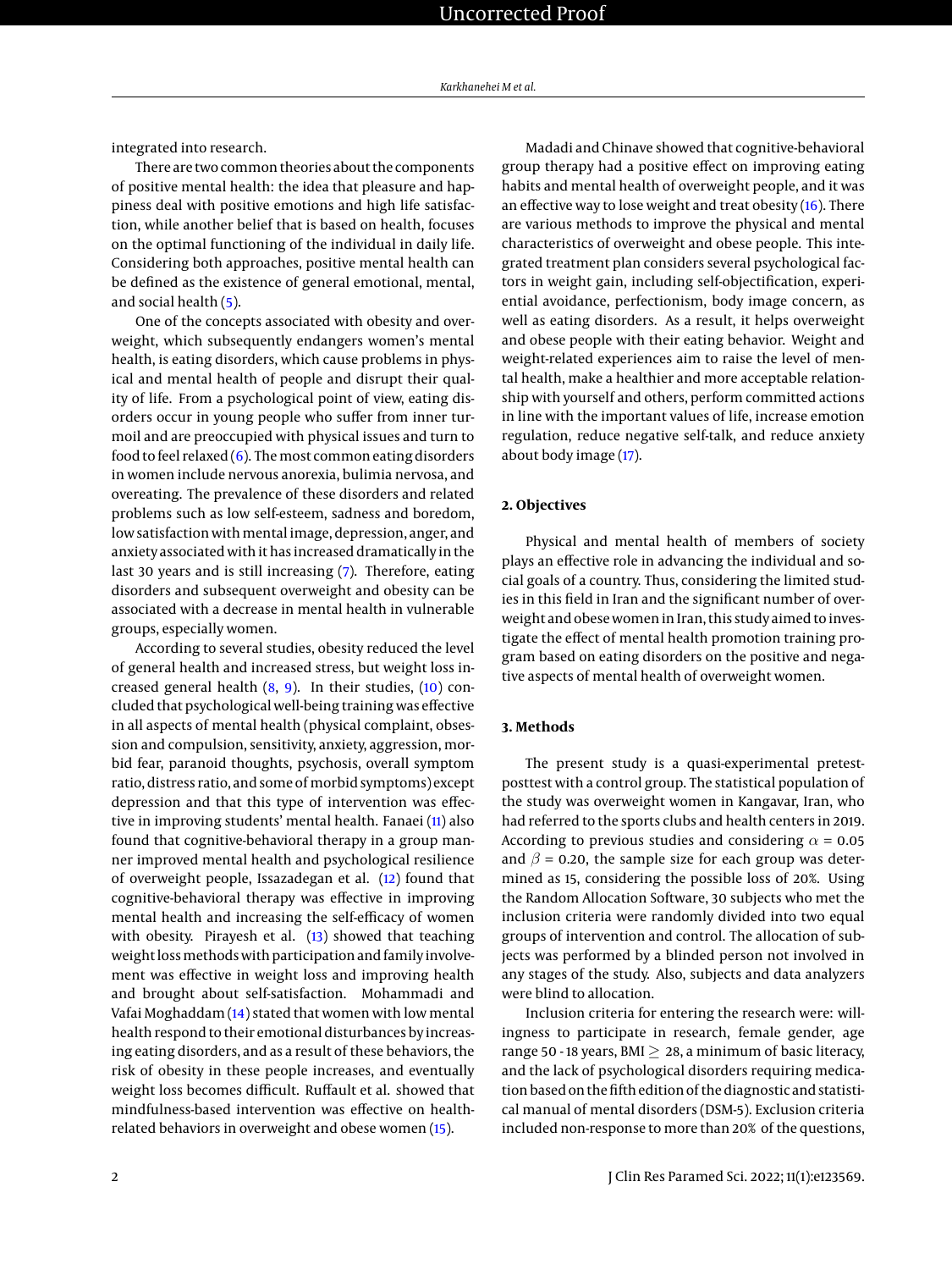integrated into research.

There are two common theories about the components of positive mental health: the idea that pleasure and happiness deal with positive emotions and high life satisfaction, while another belief that is based on health, focuses on the optimal functioning of the individual in daily life. Considering both approaches, positive mental health can be defined as the existence of general emotional, mental, and social health (5).

One of the concepts associated with obesity and overweight, which subsequently endangers women's mental health, is eating disorders, which cause problems in physical and mental health of people and disrupt their quality of life. From a psychological point of view, eating disorders occur in young people who suffer from inner turmoil and are preoccupied with physical issues and turn to food to feel relaxed (6). The most common eating disorders in women include nervous anorexia, bulimia nervosa, and overeating. The prevalence of these disorders and related problems such as low self-esteem, sadness and boredom, low satisfaction with mental image, depression, anger, and anxiety associated with it has increased dramatically in the last 30 years and is still increasing (7). Therefore, eating disorders and subsequent overweight and obesity can be associated with a decrease in mental health in vulnerable groups, especially women.

According to several studies, obesity reduced the level of general health and increased stress, but weight loss increased general health (8, 9). In their studies, (10) concluded that psychological well-being training was effective in all aspects of mental health (physical complaint, obsession and compulsion, sensitivity, anxiety, aggression, morbid fear, paranoid thoughts, psychosis, overall symptom ratio, distress ratio, and some of morbid symptoms) except depression and that this type of intervention was effective in improving students' mental health. Fanaei (11) also found that cognitive-behavioral therapy in a group manner improved mental health and psychological resilience of overweight people, Issazadegan et al. (12) found that cognitive-behavioral therapy was effective in improving mental health and increasing the self-efficacy of women with obesity. Pirayesh et al. (13) showed that teaching weight loss methods with participation and family involvement was effective in weight loss and improving health and brought about self-satisfaction. Mohammadi and Vafai Moghaddam (14) stated that women with low mental health respond to their emotional disturbances by increasing eating disorders, and as a result of these behaviors, the risk of obesity in these people increases, and eventually weight loss becomes difficult. Ruffault et al. showed that mindfulness-based intervention was effective on health-related behaviors in overweight and obese women (15).

Madadi and Chinave showed that cognitive-behavioral group therapy had a positive effect on improving eating habits and mental health of overweight people, and it was an effective way to lose weight and treat obesity (16). There are various methods to improve the physical and mental characteristics of overweight and obese people. This integrated treatment plan considers several psychological factors in weight gain, including self-objectification, experiential avoidance, perfectionism, body image concern, as well as eating disorders. As a result, it helps overweight and obese people with their eating behavior. Weight and weight-related experiences aim to raise the level of mental health, make a healthier and more acceptable relationship with yourself and others, perform committed actions in line with the important values of life, increase emotion regulation, reduce negative self-talk, and reduce anxiety about body image (17).

## 2. Objectives

Physical and mental health of members of society plays an effective role in advancing the individual and social goals of a country. Thus, considering the limited studies in this field in Iran and the significant number of overweight and obese women in Iran, this study aimed to investigate the effect of mental health promotion training program based on eating disorders on the positive and negative aspects of mental health of overweight women.

## 3. Methods

The present study is a quasi-experimental pretest-posttest with a control group. The statistical population of the study was overweight women in Kangavar, Iran, who had referred to the sports clubs and health centers in 2019. According to previous studies and considering $\alpha$ = 0.05 and $\beta$ = 0.20, the sample size for each group was determined as 15, considering the possible loss of 20%. Using the Random Allocation Software, 30 subjects who met the inclusion criteria were randomly divided into two equal groups of intervention and control. The allocation of subjects was performed by a blinded person not involved in any stages of the study. Also, subjects and data analyzers were blind to allocation.

Inclusion criteria for entering the research were: willingness to participate in research, female gender, age range 50 - 18 years, BMI $\geq$ 28, a minimum of basic literacy, and the lack of psychological disorders requiring medication based on the fifth edition of the diagnostic and statistical manual of mental disorders (DSM-5). Exclusion criteria included non-response to more than 20% of the questions,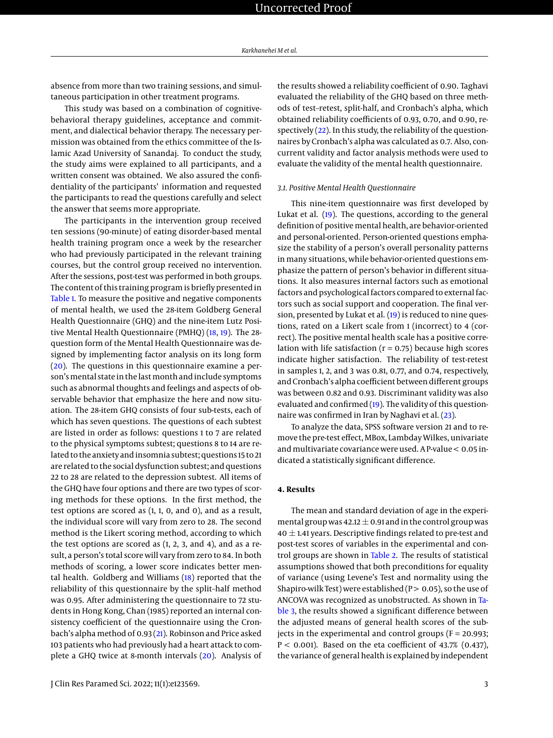absence from more than two training sessions, and simultaneous participation in other treatment programs.

This study was based on a combination of cognitive-behavioral therapy guidelines, acceptance and commitment, and dialectical behavior therapy. The necessary permission was obtained from the ethics committee of the Islamic Azad University of Sanandaj. To conduct the study, the study aims were explained to all participants, and a written consent was obtained. We also assured the confidentiality of the participants' information and requested the participants to read the questions carefully and select the answer that seems more appropriate.

The participants in the intervention group received ten sessions (90-minute) of eating disorder-based mental health training program once a week by the researcher who had previously participated in the relevant training courses, but the control group received no intervention. After the sessions, post-test was performed in both groups. The content of this training program is briefly presented in Table 1. To measure the positive and negative components of mental health, we used the 28-item Goldberg General Health Questionnaire (GHQ) and the nine-item Lutz Positive Mental Health Questionnaire (PMHQ) (18, 19). The 28-question form of the Mental Health Questionnaire was designed by implementing factor analysis on its long form (20). The questions in this questionnaire examine a person's mental state in the last month and include symptoms such as abnormal thoughts and feelings and aspects of observable behavior that emphasize the here and now situation. The 28-item GHQ consists of four sub-tests, each of which has seven questions. The questions of each subtest are listed in order as follows: questions 1 to 7 are related to the physical symptoms subtest; questions 8 to 14 are related to the anxiety and insomnia subtest; questions 15 to 21 are related to the social dysfunction subtest; and questions 22 to 28 are related to the depression subtest. All items of the GHQ have four options and there are two types of scoring methods for these options. In the first method, the test options are scored as (1, 1, 0, and 0), and as a result, the individual score will vary from zero to 28. The second method is the Likert scoring method, according to which the test options are scored as (1, 2, 3, and 4), and as a result, a person's total score will vary from zero to 84. In both methods of scoring, a lower score indicates better mental health. Goldberg and Williams (18) reported that the reliability of this questionnaire by the split-half method was 0.95. After administering the questionnaire to 72 students in Hong Kong, Chan (1985) reported an internal consistency coefficient of the questionnaire using the Cronbach's alpha method of 0.93 (21). Robinson and Price asked 103 patients who had previously had a heart attack to complete a GHQ twice at 8-month intervals (20). Analysis of the results showed a reliability coefficient of 0.90. Taghavi evaluated the reliability of the GHQ based on three methods of test–retest, split-half, and Cronbach's alpha, which obtained reliability coefficients of 0.93, 0.70, and 0.90, respectively (22). In this study, the reliability of the questionnaires by Cronbach's alpha was calculated as 0.7. Also, concurrent validity and factor analysis methods were used to evaluate the validity of the mental health questionnaire.

### 3.1. Positive Mental Health Questionnaire

This nine-item questionnaire was first developed by Lukat et al. (19). The questions, according to the general definition of positive mental health, are behavior-oriented and personal-oriented. Person-oriented questions emphasize the stability of a person's overall personality patterns in many situations, while behavior-oriented questions emphasize the pattern of person's behavior in different situations. It also measures internal factors such as emotional factors and psychological factors compared to external factors such as social support and cooperation. The final version, presented by Lukat et al. (19) is reduced to nine questions, rated on a Likert scale from 1 (incorrect) to 4 (correct). The positive mental health scale has a positive correlation with life satisfaction ($r = 0.75$) because high scores indicate higher satisfaction. The reliability of test-retest in samples 1, 2, and 3 was 0.81, 0.77, and 0.74, respectively, and Cronbach's alpha coefficient between different groups was between 0.82 and 0.93. Discriminant validity was also evaluated and confirmed (19). The validity of this questionnaire was confirmed in Iran by Naghavi et al. (23).

To analyze the data, SPSS software version 21 and to remove the pre-test effect, MBox, Lambday Wilkes, univariate and multivariate covariance were used. A $P\text{-value} < 0.05$ indicated a statistically significant difference.

## 4. Results

The mean and standard deviation of age in the experimental group was $42.12 \pm 0.91$ and in the control group was $40 \pm 1.41$ years. Descriptive findings related to pre-test and post-test scores of variables in the experimental and control groups are shown in Table 2. The results of statistical assumptions showed that both preconditions for equality of variance (using Levene's Test and normality using the Shapiro-wilk Test) were established ($P > 0.05$), so the use of ANCOVA was recognized as unobstructed. As shown in Table 3, the results showed a significant difference between the adjusted means of general health scores of the subjects in the experimental and control groups ($F = 20.993$; $P < 0.001$). Based on the eta coefficient of 43.7% (0.437), the variance of general health is explained by independent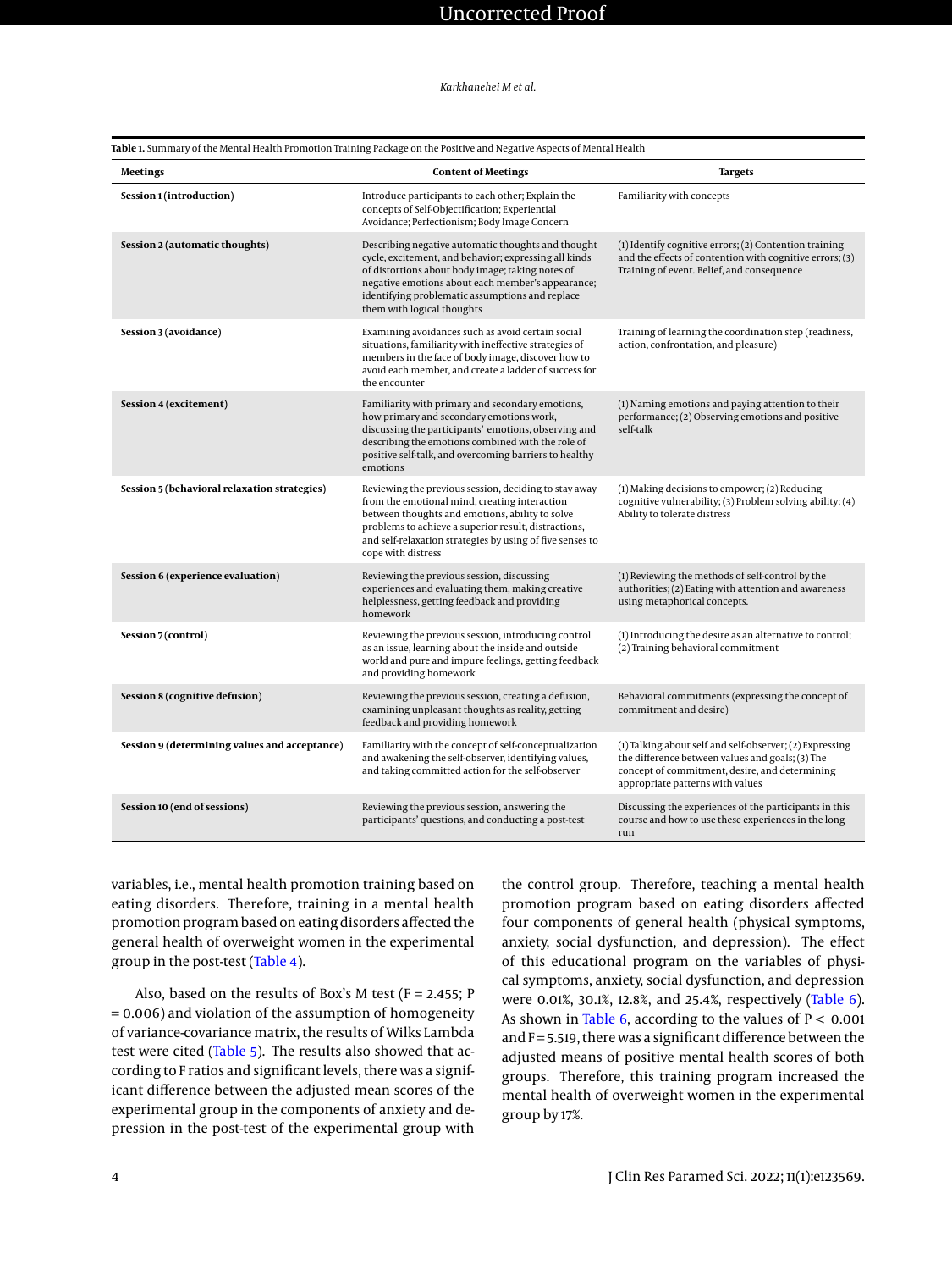**Table 1.** Summary of the Mental Health Promotion Training Package on the Positive and Negative Aspects of Mental Health

| Meetings | Content of Meetings | Targets |
|---|---|---|
| **Session 1 (introduction)** | Introduce participants to each other; Explain the concepts of Self-Objectification; Experiential Avoidance; Perfectionism; Body Image Concern | Familiarity with concepts |
| **Session 2 (automatic thoughts)** | Describing negative automatic thoughts and thought cycle, excitement, and behavior; expressing all kinds of distortions about body image; taking notes of negative emotions about each member's appearance; identifying problematic assumptions and replace them with logical thoughts | (1) Identify cognitive errors; (2) Contention training and the effects of contention with cognitive errors; (3) Training of event. Belief, and consequence |
| **Session 3 (avoidance)** | Examining avoidances such as avoid certain social situations, familiarity with ineffective strategies of members in the face of body image, discover how to avoid each member, and create a ladder of success for the encounter | Training of learning the coordination step (readiness, action, confrontation, and pleasure) |
| **Session 4 (excitement)** | Familiarity with primary and secondary emotions, how primary and secondary emotions work, discussing the participants' emotions, observing and describing the emotions combined with the role of positive self-talk, and overcoming barriers to healthy emotions | (1) Naming emotions and paying attention to their performance; (2) Observing emotions and positive self-talk |
| **Session 5 (behavioral relaxation strategies)** | Reviewing the previous session, deciding to stay away from the emotional mind, creating interaction between thoughts and emotions, ability to solve problems to achieve a superior result, distractions, and self-relaxation strategies by using of five senses to cope with distress | (1) Making decisions to empower; (2) Reducing cognitive vulnerability; (3) Problem solving ability; (4) Ability to tolerate distress |
| **Session 6 (experience evaluation)** | Reviewing the previous session, discussing experiences and evaluating them, making creative helplessness, getting feedback and providing homework | (1) Reviewing the methods of self-control by the authorities; (2) Eating with attention and awareness using metaphorical concepts. |
| **Session 7 (control)** | Reviewing the previous session, introducing control as an issue, learning about the inside and outside world and pure and impure feelings, getting feedback and providing homework | (1) Introducing the desire as an alternative to control; (2) Training behavioral commitment |
| **Session 8 (cognitive defusion)** | Reviewing the previous session, creating a defusion, examining unpleasant thoughts as reality, getting feedback and providing homework | Behavioral commitments (expressing the concept of commitment and desire) |
| **Session 9 (determining values and acceptance)** | Familiarity with the concept of self-conceptualization and awakening the self-observer, identifying values, and taking committed action for the self-observer | (1) Talking about self and self-observer; (2) Expressing the difference between values and goals; (3) The concept of commitment, desire, and determining appropriate patterns with values |
| **Session 10 (end of sessions)** | Reviewing the previous session, answering the participants' questions, and conducting a post-test | Discussing the experiences of the participants in this course and how to use these experiences in the long run |

variables, i.e., mental health promotion training based on eating disorders. Therefore, training in a mental health promotion program based on eating disorders affected the general health of overweight women in the experimental group in the post-test (Table 4).

Also, based on the results of Box's M test ($F = 2.455$; $P = 0.006$) and violation of the assumption of homogeneity of variance-covariance matrix, the results of Wilks Lambda test were cited (Table 5). The results also showed that according to F ratios and significant levels, there was a significant difference between the adjusted mean scores of the experimental group in the components of anxiety and depression in the post-test of the experimental group with the control group. Therefore, teaching a mental health promotion program based on eating disorders affected four components of general health (physical symptoms, anxiety, social dysfunction, and depression). The effect of this educational program on the variables of physical symptoms, anxiety, social dysfunction, and depression were 0.01%, 30.1%, 12.8%, and 25.4%, respectively (Table 6). As shown in Table 6, according to the values of $P < 0.001$ and $F = 5.519$, there was a significant difference between the adjusted means of positive mental health scores of both groups. Therefore, this training program increased the mental health of overweight women in the experimental group by 17%.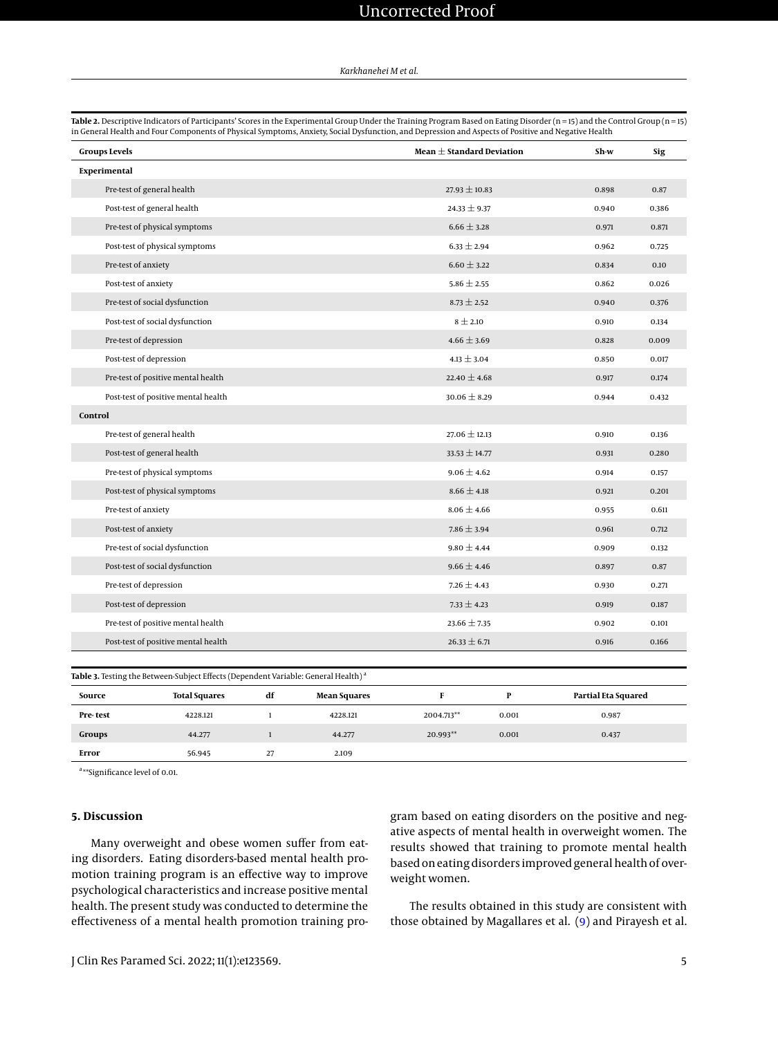**Table 2.** Descriptive Indicators of Participants' Scores in the Experimental Group Under the Training Program Based on Eating Disorder (n = 15) and the Control Group (n = 15) in General Health and Four Components of Physical Symptoms, Anxiety, Social Dysfunction, and Depression and Aspects of Positive and Negative Health

| Groups Levels | Mean ± Standard Deviation | Sh-w | Sig |
|---|---|---|---|
| **Experimental** | | | |
| Pre-test of general health | 27.93 ± 10.83 | 0.898 | 0.87 |
| Post-test of general health | 24.33 ± 9.37 | 0.940 | 0.386 |
| Pre-test of physical symptoms | 6.66 ± 3.28 | 0.971 | 0.871 |
| Post-test of physical symptoms | 6.33 ± 2.94 | 0.962 | 0.725 |
| Pre-test of anxiety | 6.60 ± 3.22 | 0.834 | 0.10 |
| Post-test of anxiety | 5.86 ± 2.55 | 0.862 | 0.026 |
| Pre-test of social dysfunction | 8.73 ± 2.52 | 0.940 | 0.376 |
| Post-test of social dysfunction | 8 ± 2.10 | 0.910 | 0.134 |
| Pre-test of depression | 4.66 ± 3.69 | 0.828 | 0.009 |
| Post-test of depression | 4.13 ± 3.04 | 0.850 | 0.017 |
| Pre-test of positive mental health | 22.40 ± 4.68 | 0.917 | 0.174 |
| Post-test of positive mental health | 30.06 ± 8.29 | 0.944 | 0.432 |
| **Control** | | | |
| Pre-test of general health | 27.06 ± 12.13 | 0.910 | 0.136 |
| Post-test of general health | 33.53 ± 14.77 | 0.931 | 0.280 |
| Pre-test of physical symptoms | 9.06 ± 4.62 | 0.914 | 0.157 |
| Post-test of physical symptoms | 8.66 ± 4.18 | 0.921 | 0.201 |
| Pre-test of anxiety | 8.06 ± 4.66 | 0.955 | 0.611 |
| Post-test of anxiety | 7.86 ± 3.94 | 0.961 | 0.712 |
| Pre-test of social dysfunction | 9.80 ± 4.44 | 0.909 | 0.132 |
| Post-test of social dysfunction | 9.66 ± 4.46 | 0.897 | 0.87 |
| Pre-test of depression | 7.26 ± 4.43 | 0.930 | 0.271 |
| Post-test of depression | 7.33 ± 4.23 | 0.919 | 0.187 |
| Pre-test of positive mental health | 23.66 ± 7.35 | 0.902 | 0.101 |
| Post-test of positive mental health | 26.33 ± 6.71 | 0.916 | 0.166 |

**Table 3.** Testing the Between-Subject Effects (Dependent Variable: General Health) [a]

| Source | Total Squares | df | Mean Squares | F | P | Partial Eta Squared |
|---|---|---|---|---|---|---|
| **Pre- test** | 4228.121 | 1 | 4228.121 | 2004.713** | 0.001 | 0.987 |
| **Groups** | 44.277 | 1 | 44.277 | 20.993** | 0.001 | 0.437 |
| **Error** | 56.945 | 27 | 2.109 | | | |

[a] **Significance level of 0.01.

## 5. Discussion

Many overweight and obese women suffer from eating disorders. Eating disorders-based mental health promotion training program is an effective way to improve psychological characteristics and increase positive mental health. The present study was conducted to determine the effectiveness of a mental health promotion training program based on eating disorders on the positive and negative aspects of mental health in overweight women. The results showed that training to promote mental health based on eating disorders improved general health of overweight women.

The results obtained in this study are consistent with those obtained by Magallares et al. (9) and Pirayesh et al.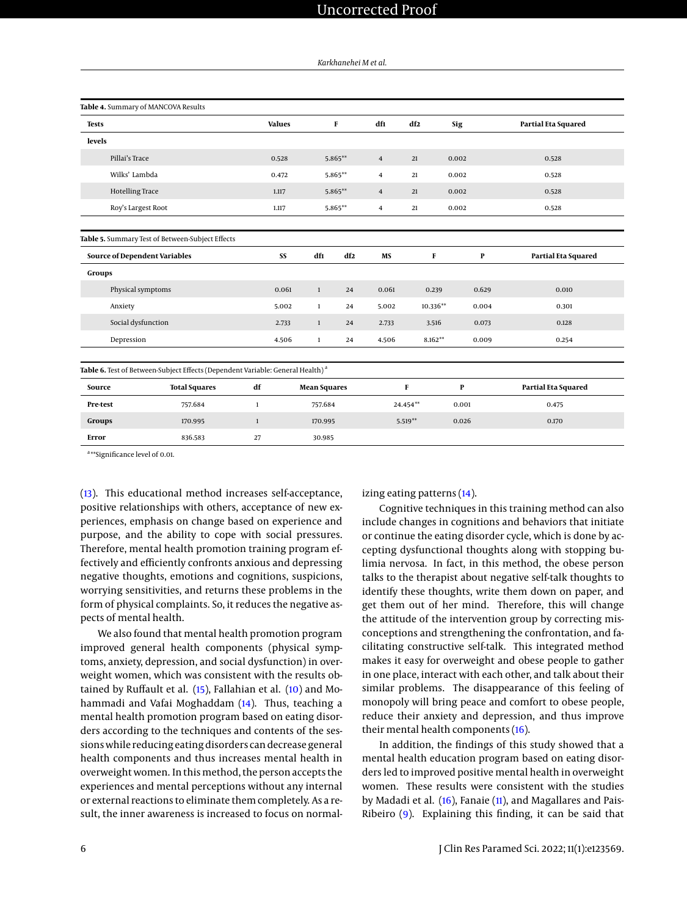**Table 4.** Summary of MANCOVA Results

| Tests | Values | F | df1 | df2 | Sig | Partial Eta Squared |
|---|---|---|---|---|---|---|
| **levels** | | | | | | |
| Pillai's Trace | 0.528 | 5.865** | 4 | 21 | 0.002 | 0.528 |
| Wilks' Lambda | 0.472 | 5.865** | 4 | 21 | 0.002 | 0.528 |
| Hotelling Trace | 1.117 | 5.865** | 4 | 21 | 0.002 | 0.528 |
| Roy's Largest Root | 1.117 | 5.865** | 4 | 21 | 0.002 | 0.528 |

**Table 5.** Summary Test of Between-Subject Effects

| Source of Dependent Variables | SS | df1 | df2 | MS | F | P | Partial Eta Squared |
|---|---|---|---|---|---|---|---|
| **Groups** | | | | | | | |
| Physical symptoms | 0.061 | 1 | 24 | 0.061 | 0.239 | 0.629 | 0.010 |
| Anxiety | 5.002 | 1 | 24 | 5.002 | 10.336** | 0.004 | 0.301 |
| Social dysfunction | 2.733 | 1 | 24 | 2.733 | 3.516 | 0.073 | 0.128 |
| Depression | 4.506 | 1 | 24 | 4.506 | 8.162** | 0.009 | 0.254 |

**Table 6.** Test of Between-Subject Effects (Dependent Variable: General Health) [a]

| Source | Total Squares | df | Mean Squares | F | P | Partial Eta Squared |
|---|---|---|---|---|---|---|
| **Pre-test** | 757.684 | 1 | 757.684 | 24.454** | 0.001 | 0.475 |
| **Groups** | 170.995 | 1 | 170.995 | 5.519** | 0.026 | 0.170 |
| **Error** | 836.583 | 27 | 30.985 | | | |

[a] **Significance level of 0.01.

(13). This educational method increases self-acceptance, positive relationships with others, acceptance of new experiences, emphasis on change based on experience and purpose, and the ability to cope with social pressures. Therefore, mental health promotion training program effectively and efficiently confronts anxious and depressing negative thoughts, emotions and cognitions, suspicions, worrying sensitivities, and returns these problems in the form of physical complaints. So, it reduces the negative aspects of mental health.

We also found that mental health promotion program improved general health components (physical symptoms, anxiety, depression, and social dysfunction) in overweight women, which was consistent with the results obtained by Ruffault et al. (15), Fallahian et al. (10) and Mohammadi and Vafai Moghaddam (14). Thus, teaching a mental health promotion program based on eating disorders according to the techniques and contents of the sessions while reducing eating disorders can decrease general health components and thus increases mental health in overweight women. In this method, the person accepts the experiences and mental perceptions without any internal or external reactions to eliminate them completely. As a result, the inner awareness is increased to focus on normalizing eating patterns (14).

Cognitive techniques in this training method can also include changes in cognitions and behaviors that initiate or continue the eating disorder cycle, which is done by accepting dysfunctional thoughts along with stopping bulimia nervosa. In fact, in this method, the obese person talks to the therapist about negative self-talk thoughts to identify these thoughts, write them down on paper, and get them out of her mind. Therefore, this will change the attitude of the intervention group by correcting misconceptions and strengthening the confrontation, and facilitating constructive self-talk. This integrated method makes it easy for overweight and obese people to gather in one place, interact with each other, and talk about their similar problems. The disappearance of this feeling of monopoly will bring peace and comfort to obese people, reduce their anxiety and depression, and thus improve their mental health components (16).

In addition, the findings of this study showed that a mental health education program based on eating disorders led to improved positive mental health in overweight women. These results were consistent with the studies by Madadi et al. (16), Fanaie (11), and Magallares and Pais-Ribeiro (9). Explaining this finding, it can be said that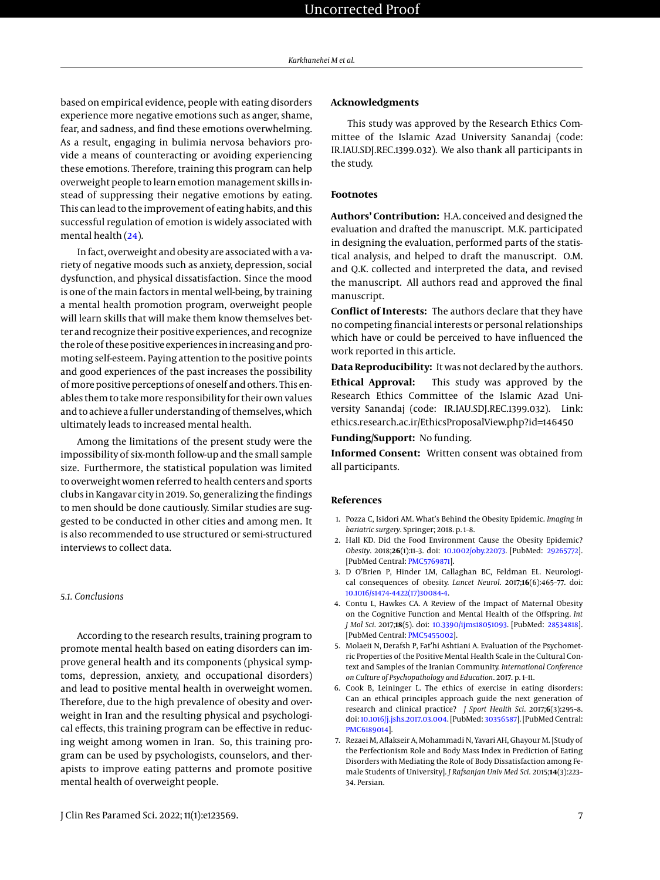based on empirical evidence, people with eating disorders experience more negative emotions such as anger, shame, fear, and sadness, and find these emotions overwhelming. As a result, engaging in bulimia nervosa behaviors provide a means of counteracting or avoiding experiencing these emotions. Therefore, training this program can help overweight people to learn emotion management skills instead of suppressing their negative emotions by eating. This can lead to the improvement of eating habits, and this successful regulation of emotion is widely associated with mental health (24).

In fact, overweight and obesity are associated with a variety of negative moods such as anxiety, depression, social dysfunction, and physical dissatisfaction. Since the mood is one of the main factors in mental well-being, by training a mental health promotion program, overweight people will learn skills that will make them know themselves better and recognize their positive experiences, and recognize the role of these positive experiences in increasing and promoting self-esteem. Paying attention to the positive points and good experiences of the past increases the possibility of more positive perceptions of oneself and others. This enables them to take more responsibility for their own values and to achieve a fuller understanding of themselves, which ultimately leads to increased mental health.

Among the limitations of the present study were the impossibility of six-month follow-up and the small sample size. Furthermore, the statistical population was limited to overweight women referred to health centers and sports clubs in Kangavar city in 2019. So, generalizing the findings to men should be done cautiously. Similar studies are suggested to be conducted in other cities and among men. It is also recommended to use structured or semi-structured interviews to collect data.

### 5.1. Conclusions

According to the research results, training program to promote mental health based on eating disorders can improve general health and its components (physical symptoms, depression, anxiety, and occupational disorders) and lead to positive mental health in overweight women. Therefore, due to the high prevalence of obesity and overweight in Iran and the resulting physical and psychological effects, this training program can be effective in reducing weight among women in Iran. So, this training program can be used by psychologists, counselors, and therapists to improve eating patterns and promote positive mental health of overweight people.

## Acknowledgments

This study was approved by the Research Ethics Committee of the Islamic Azad University Sanandaj (code: IR.IAU.SDJ.REC.1399.032). We also thank all participants in the study.

## Footnotes

**Authors' Contribution:** H.A. conceived and designed the evaluation and drafted the manuscript. M.K. participated in designing the evaluation, performed parts of the statistical analysis, and helped to draft the manuscript. O.M. and Q.K. collected and interpreted the data, and revised the manuscript. All authors read and approved the final manuscript.

**Conflict of Interests:** The authors declare that they have no competing financial interests or personal relationships which have or could be perceived to have influenced the work reported in this article.

**Data Reproducibility:** It was not declared by the authors.

**Ethical Approval:** This study was approved by the Research Ethics Committee of the Islamic Azad University Sanandaj (code: IR.IAU.SDJ.REC.1399.032). Link: ethics.research.ac.ir/EthicsProposalView.php?id=146450

**Funding/Support:** No funding.

**Informed Consent:** Written consent was obtained from all participants.

## References

1. Pozza C, Isidori AM. What's Behind the Obesity Epidemic. *Imaging in bariatric surgery*. Springer; 2018. p. 1–8.
2. Hall KD. Did the Food Environment Cause the Obesity Epidemic? *Obesity*. 2018;**26**(1):11–3. doi: 10.1002/oby.22073. [PubMed: 29265772]. [PubMed Central: PMC5769871].
3. D O'Brien P, Hinder LM, Callaghan BC, Feldman EL. Neurological consequences of obesity. *Lancet Neurol*. 2017;**16**(6):465–77. doi: 10.1016/s1474-4422(17)30084-4.
4. Contu L, Hawkes CA. A Review of the Impact of Maternal Obesity on the Cognitive Function and Mental Health of the Offspring. *Int J Mol Sci*. 2017;**18**(5). doi: 10.3390/ijms18051093. [PubMed: 28534818]. [PubMed Central: PMC5455002].
5. Molaeii N, Derafsh P, Fat'hi Ashtiani A. Evaluation of the Psychometric Properties of the Positive Mental Health Scale in the Cultural Context and Samples of the Iranian Community. *International Conference on Culture of Psychopathology and Education*. 2017. p. 1–11.
6. Cook B, Leininger L. The ethics of exercise in eating disorders: Can an ethical principles approach guide the next generation of research and clinical practice? *J Sport Health Sci*. 2017;**6**(3):295–8. doi: 10.1016/j.jshs.2017.03.004. [PubMed: 30356587]. [PubMed Central: PMC6189014].
7. Rezaei M, Aflakseir A, Mohammadi N, Yavari AH, Ghayour M. [Study of the Perfectionism Role and Body Mass Index in Prediction of Eating Disorders with Mediating the Role of Body Dissatisfaction among Female Students of University]. *J Rafsanjan Univ Med Sci*. 2015;**14**(3):223–34. Persian.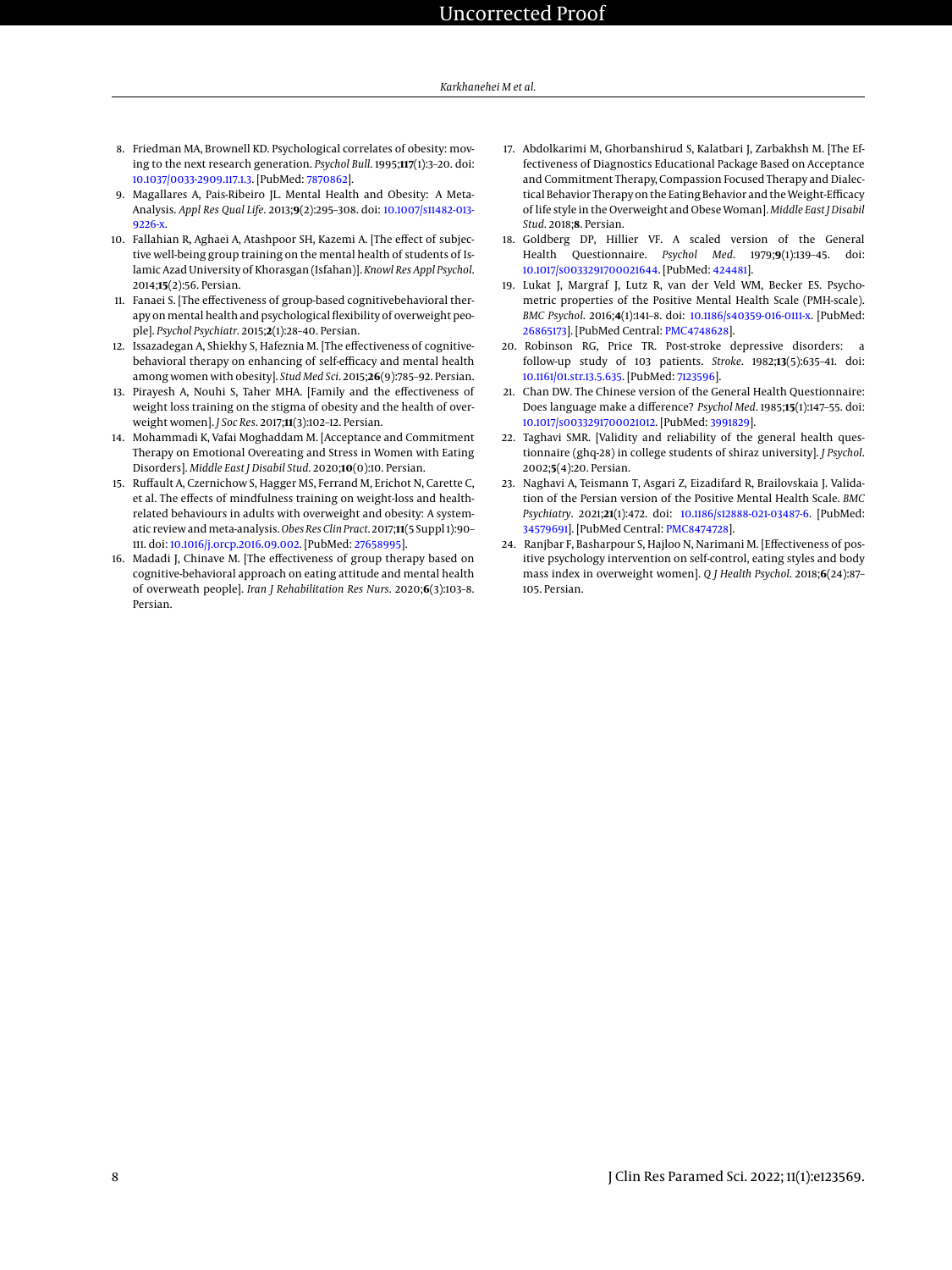8. Friedman MA, Brownell KD. Psychological correlates of obesity: moving to the next research generation. *Psychol Bull*. 1995;**117**(1):3–20. doi: 10.1037/0033-2909.117.1.3. [PubMed: 7870862].
9. Magallares A, Pais-Ribeiro JL. Mental Health and Obesity: A Meta-Analysis. *Appl Res Qual Life*. 2013;**9**(2):295–308. doi: 10.1007/s11482-013-9226-x.
10. Fallahian R, Aghaei A, Atashpoor SH, Kazemi A. [The effect of subjective well-being group training on the mental health of students of Islamic Azad University of Khorasgan (Isfahan)]. *Knowl Res Appl Psychol*. 2014;**15**(2):56. Persian.
11. Fanaei S. [The effectiveness of group-based cognitivebehavioral therapy on mental health and psychological flexibility of overweight people]. *Psychol Psychiatr*. 2015;**2**(1):28–40. Persian.
12. Issazadegan A, Shiekhy S, Hafeznia M. [The effectiveness of cognitive-behavioral therapy on enhancing of self-efficacy and mental health among women with obesity]. *Stud Med Sci*. 2015;**26**(9):785–92. Persian.
13. Pirayesh A, Nouhi S, Taher MHA. [Family and the effectiveness of weight loss training on the stigma of obesity and the health of overweight women]. *J Soc Res*. 2017;**11**(3):102–12. Persian.
14. Mohammadi K, Vafai Moghaddam M. [Acceptance and Commitment Therapy on Emotional Overeating and Stress in Women with Eating Disorders]. *Middle East J Disabil Stud*. 2020;**10**(0):10. Persian.
15. Ruffault A, Czernichow S, Hagger MS, Ferrand M, Erichot N, Carette C, et al. The effects of mindfulness training on weight-loss and health-related behaviours in adults with overweight and obesity: A systematic review and meta-analysis. *Obes Res Clin Pract*. 2017;**11**(5 Suppl 1):90–111. doi: 10.1016/j.orcp.2016.09.002. [PubMed: 27658995].
16. Madadi J, Chinave M. [The effectiveness of group therapy based on cognitive-behavioral approach on eating attitude and mental health of overweath people]. *Iran J Rehabilitation Res Nurs*. 2020;**6**(3):103–8. Persian.
17. Abdolkarimi M, Ghorbanshirud S, Kalatbari J, Zarbakhsh M. [The Effectiveness of Diagnostics Educational Package Based on Acceptance and Commitment Therapy, Compassion Focused Therapy and Dialectical Behavior Therapy on the Eating Behavior and the Weight-Efficacy of life style in the Overweight and Obese Woman]. *Middle East J Disabil Stud*. 2018;**8**. Persian.
18. Goldberg DP, Hillier VF. A scaled version of the General Health Questionnaire. *Psychol Med*. 1979;**9**(1):139–45. doi: 10.1017/s0033291700021644. [PubMed: 424481].
19. Lukat J, Margraf J, Lutz R, van der Veld WM, Becker ES. Psychometric properties of the Positive Mental Health Scale (PMH-scale). *BMC Psychol*. 2016;**4**(1):141–8. doi: 10.1186/s40359-016-0111-x. [PubMed: 26865173]. [PubMed Central: PMC4748628].
20. Robinson RG, Price TR. Post-stroke depressive disorders: a follow-up study of 103 patients. *Stroke*. 1982;**13**(5):635–41. doi: 10.1161/01.str.13.5.635. [PubMed: 7123596].
21. Chan DW. The Chinese version of the General Health Questionnaire: Does language make a difference? *Psychol Med*. 1985;**15**(1):147–55. doi: 10.1017/s0033291700021012. [PubMed: 3991829].
22. Taghavi SMR. [Validity and reliability of the general health questionnaire (ghq-28) in college students of shiraz university]. *J Psychol*. 2002;**5**(4):20. Persian.
23. Naghavi A, Teismann T, Asgari Z, Eizadifard R, Brailovskaia J. Validation of the Persian version of the Positive Mental Health Scale. *BMC Psychiatry*. 2021;**21**(1):472. doi: 10.1186/s12888-021-03487-6. [PubMed: 34579691]. [PubMed Central: PMC8474728].
24. Ranjbar F, Basharpour S, Hajloo N, Narimani M. [Effectiveness of positive psychology intervention on self-control, eating styles and body mass index in overweight women]. *Q J Health Psychol*. 2018;**6**(24):87–105. Persian.